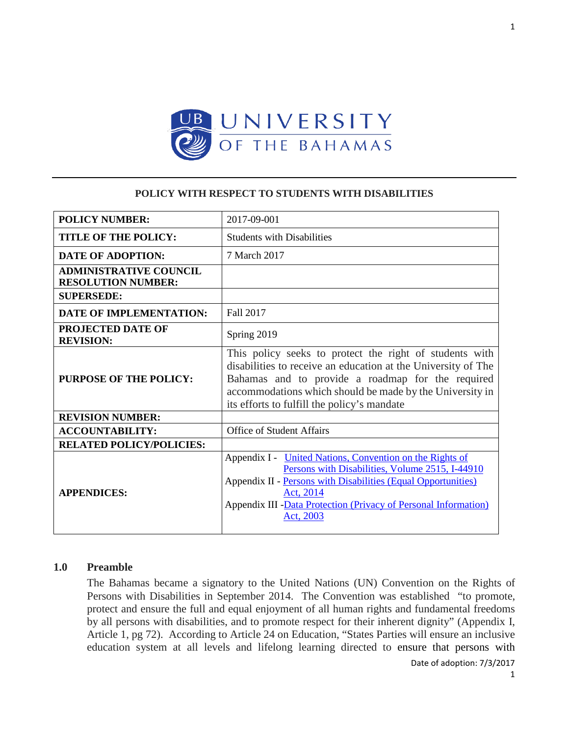UNIVERSITY OF THE BAHAMAS

## POLICY WITH RESPECT TO STUDENTS WITH DISABILITIES

| | |
|---|---|
| **POLICY NUMBER:** | 2017-09-001 |
| **TITLE OF THE POLICY:** | Students with Disabilities |
| **DATE OF ADOPTION:** | 7 March 2017 |
| **ADMINISTRATIVE COUNCIL RESOLUTION NUMBER:** | |
| **SUPERSEDE:** | |
| **DATE OF IMPLEMENTATION:** | Fall 2017 |
| **PROJECTED DATE OF REVISION:** | Spring 2019 |
| **PURPOSE OF THE POLICY:** | This policy seeks to protect the right of students with disabilities to receive an education at the University of The Bahamas and to provide a roadmap for the required accommodations which should be made by the University in its efforts to fulfill the policy's mandate |
| **REVISION NUMBER:** | |
| **ACCOUNTABILITY:** | Office of Student Affairs |
| **RELATED POLICY/POLICIES:** | |
| **APPENDICES:** | Appendix I - United Nations, Convention on the Rights of Persons with Disabilities, Volume 2515, I-44910<br>Appendix II - Persons with Disabilities (Equal Opportunities) Act, 2014<br>Appendix III - Data Protection (Privacy of Personal Information) Act, 2003 |

## 1.0 Preamble

The Bahamas became a signatory to the United Nations (UN) Convention on the Rights of Persons with Disabilities in September 2014. The Convention was established "to promote, protect and ensure the full and equal enjoyment of all human rights and fundamental freedoms by all persons with disabilities, and to promote respect for their inherent dignity" (Appendix I, Article 1, pg 72). According to Article 24 on Education, "States Parties will ensure an inclusive education system at all levels and lifelong learning directed to ensure that persons with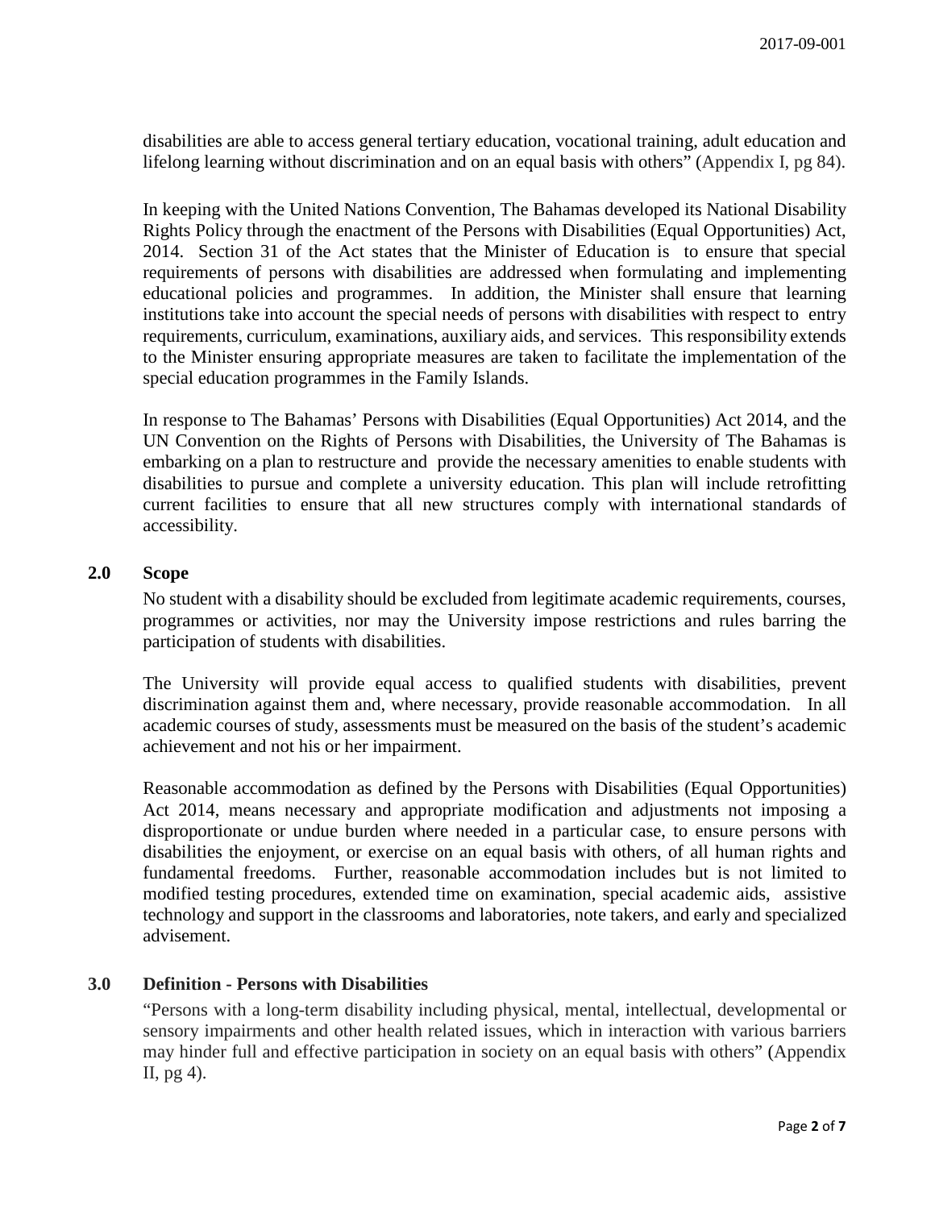disabilities are able to access general tertiary education, vocational training, adult education and lifelong learning without discrimination and on an equal basis with others" (Appendix I, pg 84).

In keeping with the United Nations Convention, The Bahamas developed its National Disability Rights Policy through the enactment of the Persons with Disabilities (Equal Opportunities) Act, 2014. Section 31 of the Act states that the Minister of Education is to ensure that special requirements of persons with disabilities are addressed when formulating and implementing educational policies and programmes. In addition, the Minister shall ensure that learning institutions take into account the special needs of persons with disabilities with respect to entry requirements, curriculum, examinations, auxiliary aids, and services. This responsibility extends to the Minister ensuring appropriate measures are taken to facilitate the implementation of the special education programmes in the Family Islands.

In response to The Bahamas' Persons with Disabilities (Equal Opportunities) Act 2014, and the UN Convention on the Rights of Persons with Disabilities, the University of The Bahamas is embarking on a plan to restructure and provide the necessary amenities to enable students with disabilities to pursue and complete a university education. This plan will include retrofitting current facilities to ensure that all new structures comply with international standards of accessibility.

## 2.0 Scope

No student with a disability should be excluded from legitimate academic requirements, courses, programmes or activities, nor may the University impose restrictions and rules barring the participation of students with disabilities.

The University will provide equal access to qualified students with disabilities, prevent discrimination against them and, where necessary, provide reasonable accommodation. In all academic courses of study, assessments must be measured on the basis of the student's academic achievement and not his or her impairment.

Reasonable accommodation as defined by the Persons with Disabilities (Equal Opportunities) Act 2014, means necessary and appropriate modification and adjustments not imposing a disproportionate or undue burden where needed in a particular case, to ensure persons with disabilities the enjoyment, or exercise on an equal basis with others, of all human rights and fundamental freedoms. Further, reasonable accommodation includes but is not limited to modified testing procedures, extended time on examination, special academic aids, assistive technology and support in the classrooms and laboratories, note takers, and early and specialized advisement.

## 3.0 Definition - Persons with Disabilities

"Persons with a long-term disability including physical, mental, intellectual, developmental or sensory impairments and other health related issues, which in interaction with various barriers may hinder full and effective participation in society on an equal basis with others" (Appendix II, pg 4).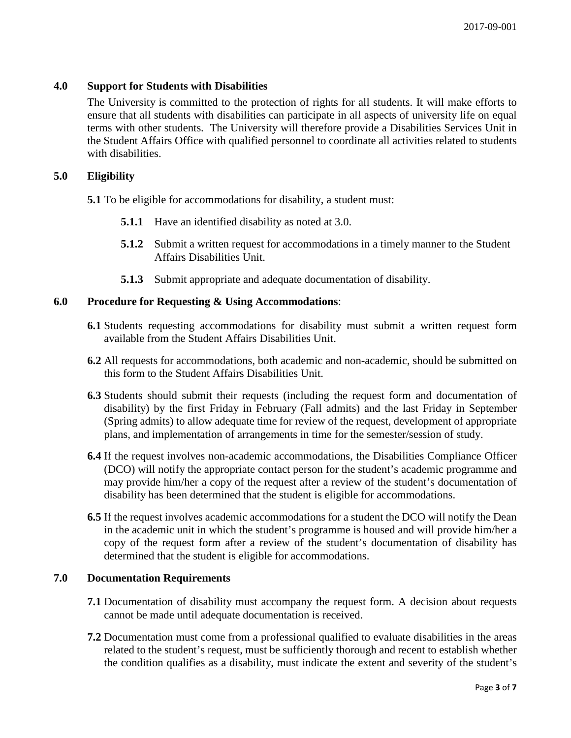## 4.0 Support for Students with Disabilities

The University is committed to the protection of rights for all students. It will make efforts to ensure that all students with disabilities can participate in all aspects of university life on equal terms with other students. The University will therefore provide a Disabilities Services Unit in the Student Affairs Office with qualified personnel to coordinate all activities related to students with disabilities.

## 5.0 Eligibility

**5.1** To be eligible for accommodations for disability, a student must:

- **5.1.1** Have an identified disability as noted at 3.0.
- **5.1.2** Submit a written request for accommodations in a timely manner to the Student Affairs Disabilities Unit.
- **5.1.3** Submit appropriate and adequate documentation of disability.

## 6.0 Procedure for Requesting & Using Accommodations:

**6.1** Students requesting accommodations for disability must submit a written request form available from the Student Affairs Disabilities Unit.

**6.2** All requests for accommodations, both academic and non-academic, should be submitted on this form to the Student Affairs Disabilities Unit.

**6.3** Students should submit their requests (including the request form and documentation of disability) by the first Friday in February (Fall admits) and the last Friday in September (Spring admits) to allow adequate time for review of the request, development of appropriate plans, and implementation of arrangements in time for the semester/session of study.

**6.4** If the request involves non-academic accommodations, the Disabilities Compliance Officer (DCO) will notify the appropriate contact person for the student's academic programme and may provide him/her a copy of the request after a review of the student's documentation of disability has been determined that the student is eligible for accommodations.

**6.5** If the request involves academic accommodations for a student the DCO will notify the Dean in the academic unit in which the student's programme is housed and will provide him/her a copy of the request form after a review of the student's documentation of disability has determined that the student is eligible for accommodations.

## 7.0 Documentation Requirements

**7.1** Documentation of disability must accompany the request form. A decision about requests cannot be made until adequate documentation is received.

**7.2** Documentation must come from a professional qualified to evaluate disabilities in the areas related to the student's request, must be sufficiently thorough and recent to establish whether the condition qualifies as a disability, must indicate the extent and severity of the student's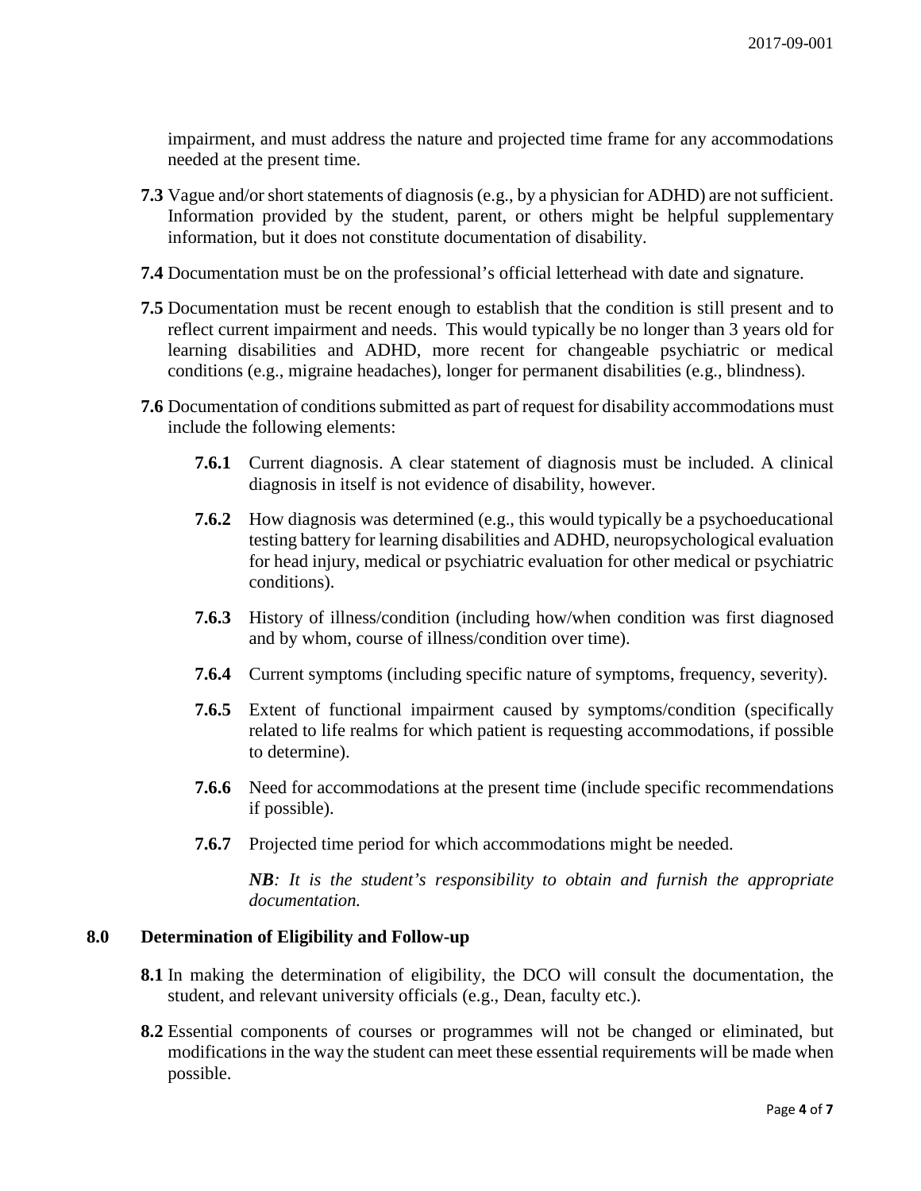impairment, and must address the nature and projected time frame for any accommodations needed at the present time.

**7.3** Vague and/or short statements of diagnosis (e.g., by a physician for ADHD) are not sufficient. Information provided by the student, parent, or others might be helpful supplementary information, but it does not constitute documentation of disability.

**7.4** Documentation must be on the professional's official letterhead with date and signature.

**7.5** Documentation must be recent enough to establish that the condition is still present and to reflect current impairment and needs. This would typically be no longer than 3 years old for learning disabilities and ADHD, more recent for changeable psychiatric or medical conditions (e.g., migraine headaches), longer for permanent disabilities (e.g., blindness).

**7.6** Documentation of conditions submitted as part of request for disability accommodations must include the following elements:

**7.6.1** Current diagnosis. A clear statement of diagnosis must be included. A clinical diagnosis in itself is not evidence of disability, however.

**7.6.2** How diagnosis was determined (e.g., this would typically be a psychoeducational testing battery for learning disabilities and ADHD, neuropsychological evaluation for head injury, medical or psychiatric evaluation for other medical or psychiatric conditions).

**7.6.3** History of illness/condition (including how/when condition was first diagnosed and by whom, course of illness/condition over time).

**7.6.4** Current symptoms (including specific nature of symptoms, frequency, severity).

**7.6.5** Extent of functional impairment caused by symptoms/condition (specifically related to life realms for which patient is requesting accommodations, if possible to determine).

**7.6.6** Need for accommodations at the present time (include specific recommendations if possible).

**7.6.7** Projected time period for which accommodations might be needed.

***NB**: It is the student's responsibility to obtain and furnish the appropriate documentation.*

## 8.0 Determination of Eligibility and Follow-up

**8.1** In making the determination of eligibility, the DCO will consult the documentation, the student, and relevant university officials (e.g., Dean, faculty etc.).

**8.2** Essential components of courses or programmes will not be changed or eliminated, but modifications in the way the student can meet these essential requirements will be made when possible.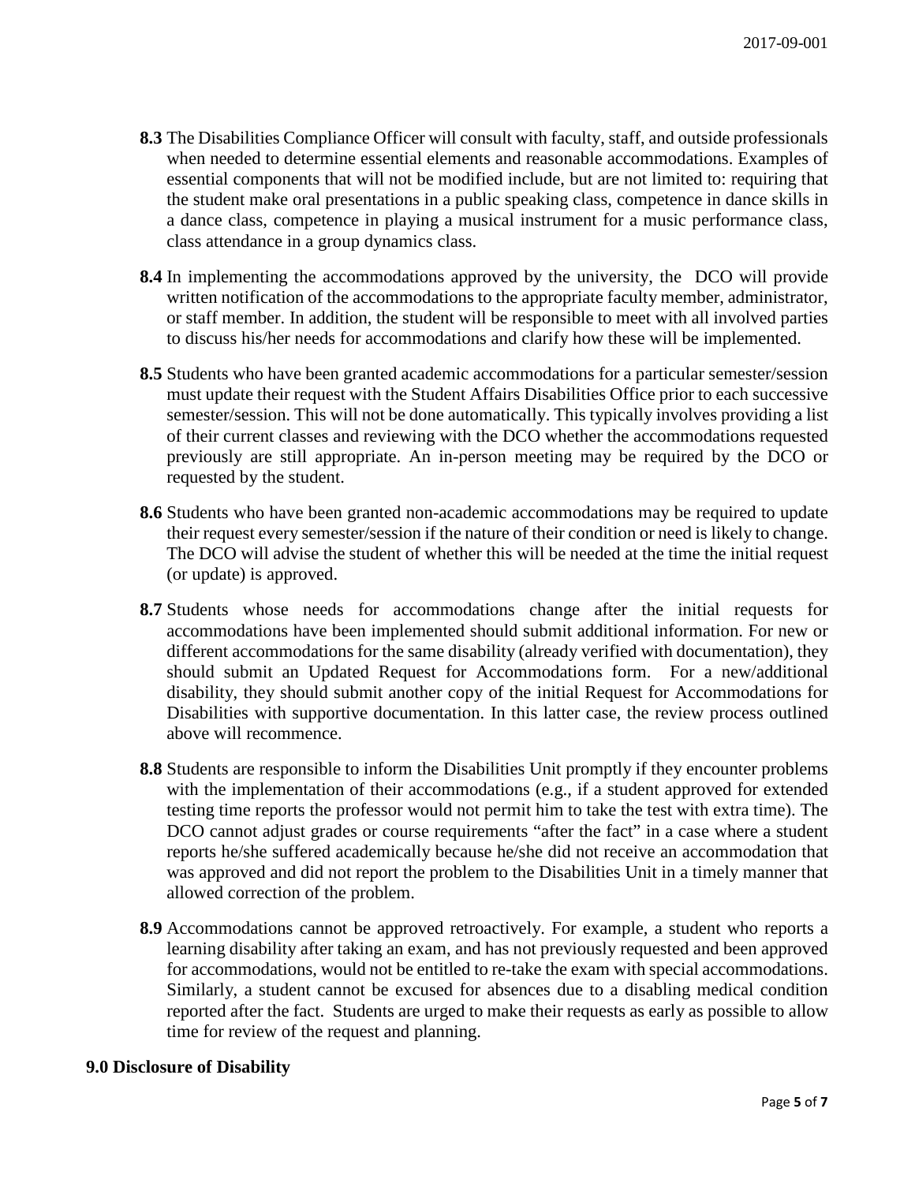**8.3** The Disabilities Compliance Officer will consult with faculty, staff, and outside professionals when needed to determine essential elements and reasonable accommodations. Examples of essential components that will not be modified include, but are not limited to: requiring that the student make oral presentations in a public speaking class, competence in dance skills in a dance class, competence in playing a musical instrument for a music performance class, class attendance in a group dynamics class.

**8.4** In implementing the accommodations approved by the university, the DCO will provide written notification of the accommodations to the appropriate faculty member, administrator, or staff member. In addition, the student will be responsible to meet with all involved parties to discuss his/her needs for accommodations and clarify how these will be implemented.

**8.5** Students who have been granted academic accommodations for a particular semester/session must update their request with the Student Affairs Disabilities Office prior to each successive semester/session. This will not be done automatically. This typically involves providing a list of their current classes and reviewing with the DCO whether the accommodations requested previously are still appropriate. An in-person meeting may be required by the DCO or requested by the student.

**8.6** Students who have been granted non-academic accommodations may be required to update their request every semester/session if the nature of their condition or need is likely to change. The DCO will advise the student of whether this will be needed at the time the initial request (or update) is approved.

**8.7** Students whose needs for accommodations change after the initial requests for accommodations have been implemented should submit additional information. For new or different accommodations for the same disability (already verified with documentation), they should submit an Updated Request for Accommodations form. For a new/additional disability, they should submit another copy of the initial Request for Accommodations for Disabilities with supportive documentation. In this latter case, the review process outlined above will recommence.

**8.8** Students are responsible to inform the Disabilities Unit promptly if they encounter problems with the implementation of their accommodations (e.g., if a student approved for extended testing time reports the professor would not permit him to take the test with extra time). The DCO cannot adjust grades or course requirements "after the fact" in a case where a student reports he/she suffered academically because he/she did not receive an accommodation that was approved and did not report the problem to the Disabilities Unit in a timely manner that allowed correction of the problem.

**8.9** Accommodations cannot be approved retroactively. For example, a student who reports a learning disability after taking an exam, and has not previously requested and been approved for accommodations, would not be entitled to re-take the exam with special accommodations. Similarly, a student cannot be excused for absences due to a disabling medical condition reported after the fact. Students are urged to make their requests as early as possible to allow time for review of the request and planning.

## 9.0 Disclosure of Disability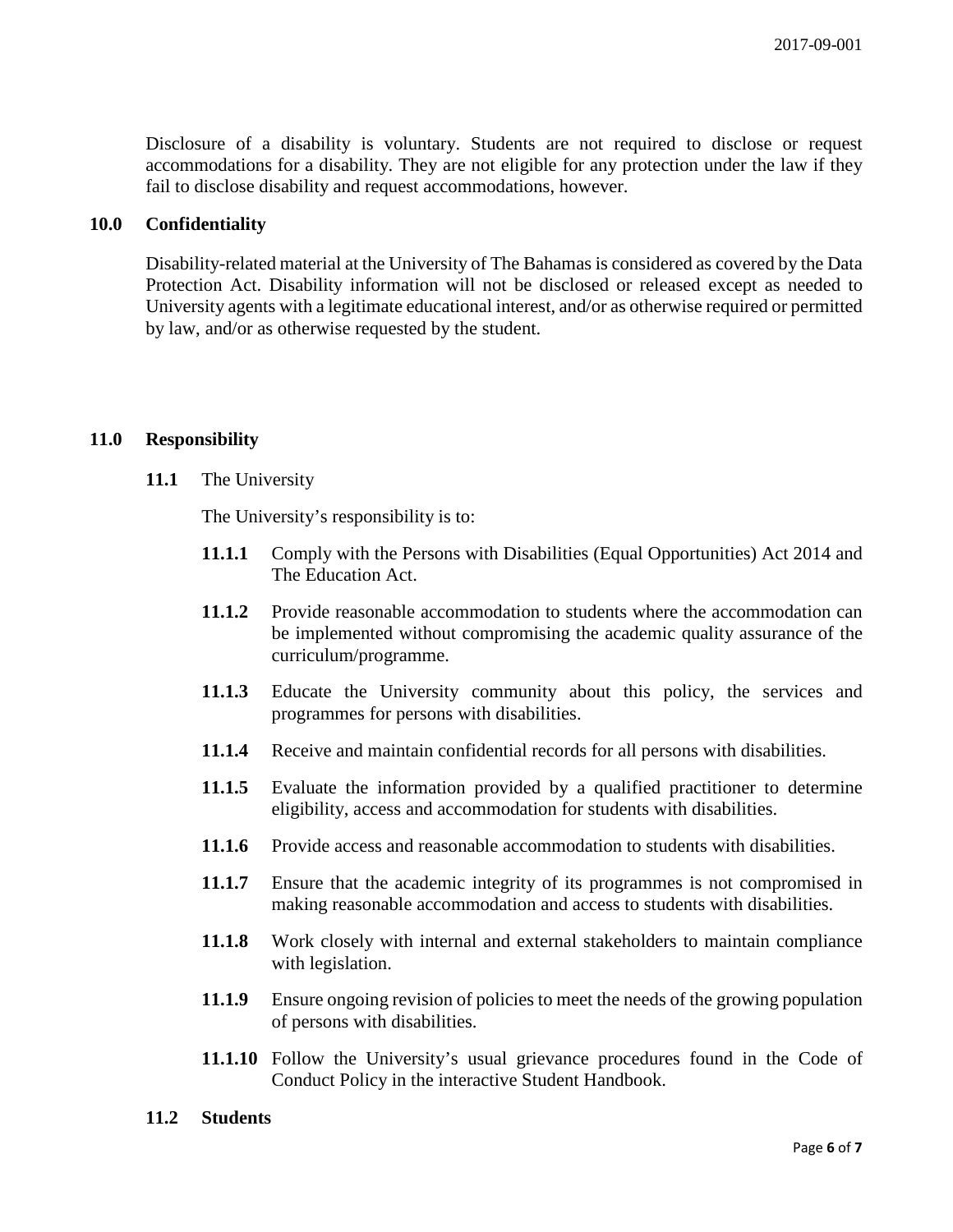Disclosure of a disability is voluntary. Students are not required to disclose or request accommodations for a disability. They are not eligible for any protection under the law if they fail to disclose disability and request accommodations, however.

## 10.0 Confidentiality

Disability-related material at the University of The Bahamas is considered as covered by the Data Protection Act. Disability information will not be disclosed or released except as needed to University agents with a legitimate educational interest, and/or as otherwise required or permitted by law, and/or as otherwise requested by the student.

## 11.0 Responsibility

**11.1** The University

The University's responsibility is to:

**11.1.1** Comply with the Persons with Disabilities (Equal Opportunities) Act 2014 and The Education Act.

**11.1.2** Provide reasonable accommodation to students where the accommodation can be implemented without compromising the academic quality assurance of the curriculum/programme.

**11.1.3** Educate the University community about this policy, the services and programmes for persons with disabilities.

**11.1.4** Receive and maintain confidential records for all persons with disabilities.

**11.1.5** Evaluate the information provided by a qualified practitioner to determine eligibility, access and accommodation for students with disabilities.

**11.1.6** Provide access and reasonable accommodation to students with disabilities.

**11.1.7** Ensure that the academic integrity of its programmes is not compromised in making reasonable accommodation and access to students with disabilities.

**11.1.8** Work closely with internal and external stakeholders to maintain compliance with legislation.

**11.1.9** Ensure ongoing revision of policies to meet the needs of the growing population of persons with disabilities.

**11.1.10** Follow the University's usual grievance procedures found in the Code of Conduct Policy in the interactive Student Handbook.

**11.2 Students**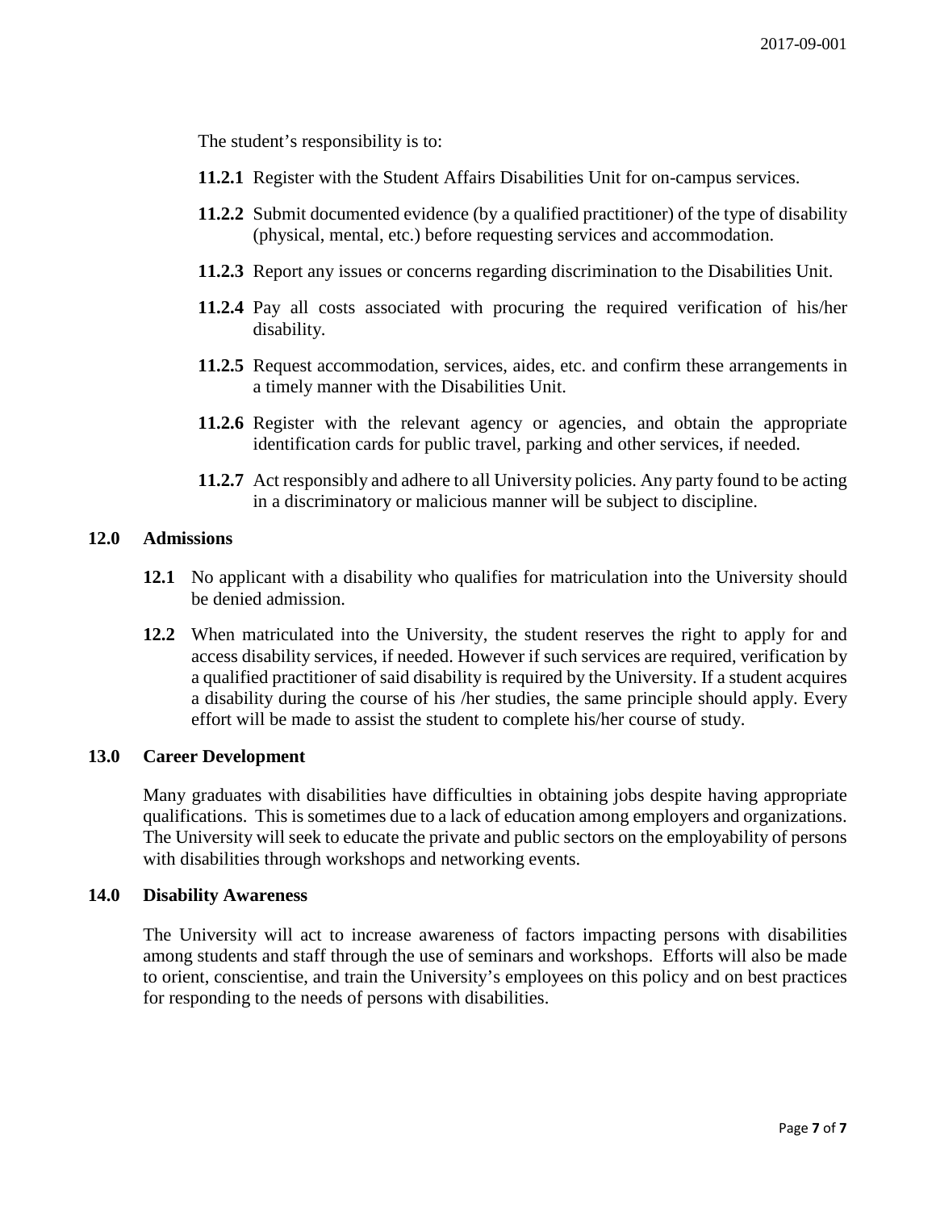The student's responsibility is to:

**11.2.1** Register with the Student Affairs Disabilities Unit for on-campus services.

**11.2.2** Submit documented evidence (by a qualified practitioner) of the type of disability (physical, mental, etc.) before requesting services and accommodation.

**11.2.3** Report any issues or concerns regarding discrimination to the Disabilities Unit.

**11.2.4** Pay all costs associated with procuring the required verification of his/her disability.

**11.2.5** Request accommodation, services, aides, etc. and confirm these arrangements in a timely manner with the Disabilities Unit.

**11.2.6** Register with the relevant agency or agencies, and obtain the appropriate identification cards for public travel, parking and other services, if needed.

**11.2.7** Act responsibly and adhere to all University policies. Any party found to be acting in a discriminatory or malicious manner will be subject to discipline.

## 12.0 Admissions

**12.1** No applicant with a disability who qualifies for matriculation into the University should be denied admission.

**12.2** When matriculated into the University, the student reserves the right to apply for and access disability services, if needed. However if such services are required, verification by a qualified practitioner of said disability is required by the University. If a student acquires a disability during the course of his /her studies, the same principle should apply. Every effort will be made to assist the student to complete his/her course of study.

## 13.0 Career Development

Many graduates with disabilities have difficulties in obtaining jobs despite having appropriate qualifications. This is sometimes due to a lack of education among employers and organizations. The University will seek to educate the private and public sectors on the employability of persons with disabilities through workshops and networking events.

## 14.0 Disability Awareness

The University will act to increase awareness of factors impacting persons with disabilities among students and staff through the use of seminars and workshops. Efforts will also be made to orient, conscientise, and train the University's employees on this policy and on best practices for responding to the needs of persons with disabilities.